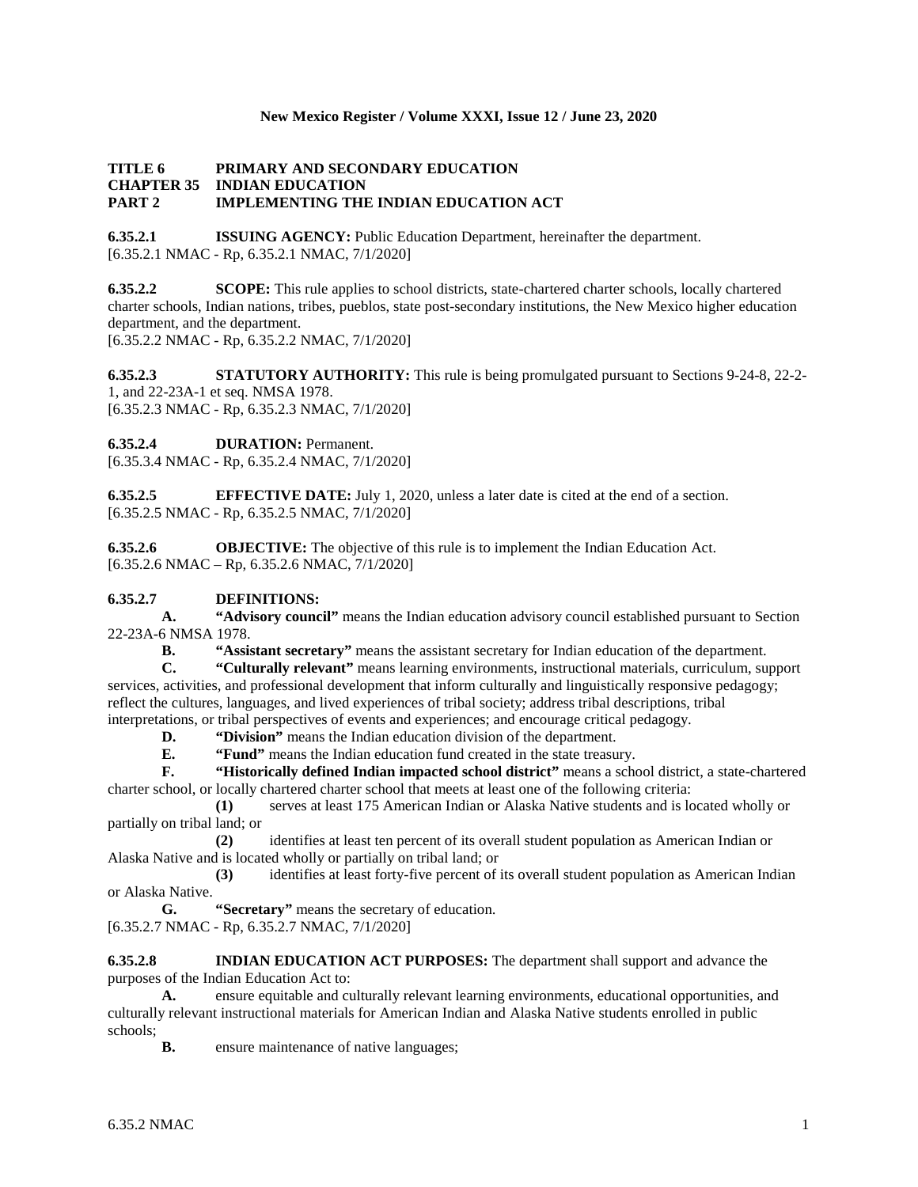**New Mexico Register / Volume XXXI, Issue 12 / June 23, 2020**

**TITLE 6 PRIMARY AND SECONDARY EDUCATION**
**CHAPTER 35 INDIAN EDUCATION**
**PART 2 IMPLEMENTING THE INDIAN EDUCATION ACT**

**6.35.2.1 ISSUING AGENCY:** Public Education Department, hereinafter the department.
[6.35.2.1 NMAC - Rp, 6.35.2.1 NMAC, 7/1/2020]

**6.35.2.2 SCOPE:** This rule applies to school districts, state-chartered charter schools, locally chartered charter schools, Indian nations, tribes, pueblos, state post-secondary institutions, the New Mexico higher education department, and the department.
[6.35.2.2 NMAC - Rp, 6.35.2.2 NMAC, 7/1/2020]

**6.35.2.3 STATUTORY AUTHORITY:** This rule is being promulgated pursuant to Sections 9-24-8, 22-2-1, and 22-23A-1 et seq. NMSA 1978.
[6.35.2.3 NMAC - Rp, 6.35.2.3 NMAC, 7/1/2020]

**6.35.2.4 DURATION:** Permanent.
[6.35.3.4 NMAC - Rp, 6.35.2.4 NMAC, 7/1/2020]

**6.35.2.5 EFFECTIVE DATE:** July 1, 2020, unless a later date is cited at the end of a section.
[6.35.2.5 NMAC - Rp, 6.35.2.5 NMAC, 7/1/2020]

**6.35.2.6 OBJECTIVE:** The objective of this rule is to implement the Indian Education Act.
[6.35.2.6 NMAC – Rp, 6.35.2.6 NMAC, 7/1/2020]

**6.35.2.7 DEFINITIONS:**

**A. "Advisory council"** means the Indian education advisory council established pursuant to Section 22-23A-6 NMSA 1978.

**B. "Assistant secretary"** means the assistant secretary for Indian education of the department.

**C. "Culturally relevant"** means learning environments, instructional materials, curriculum, support services, activities, and professional development that inform culturally and linguistically responsive pedagogy; reflect the cultures, languages, and lived experiences of tribal society; address tribal descriptions, tribal interpretations, or tribal perspectives of events and experiences; and encourage critical pedagogy.

**D. "Division"** means the Indian education division of the department.

**E. "Fund"** means the Indian education fund created in the state treasury.

**F. "Historically defined Indian impacted school district"** means a school district, a state-chartered charter school, or locally chartered charter school that meets at least one of the following criteria:

**(1)** serves at least 175 American Indian or Alaska Native students and is located wholly or partially on tribal land; or

**(2)** identifies at least ten percent of its overall student population as American Indian or Alaska Native and is located wholly or partially on tribal land; or

**(3)** identifies at least forty-five percent of its overall student population as American Indian or Alaska Native.

**G. "Secretary"** means the secretary of education.

[6.35.2.7 NMAC - Rp, 6.35.2.7 NMAC, 7/1/2020]

**6.35.2.8 INDIAN EDUCATION ACT PURPOSES:** The department shall support and advance the purposes of the Indian Education Act to:

**A.** ensure equitable and culturally relevant learning environments, educational opportunities, and culturally relevant instructional materials for American Indian and Alaska Native students enrolled in public schools;

**B.** ensure maintenance of native languages;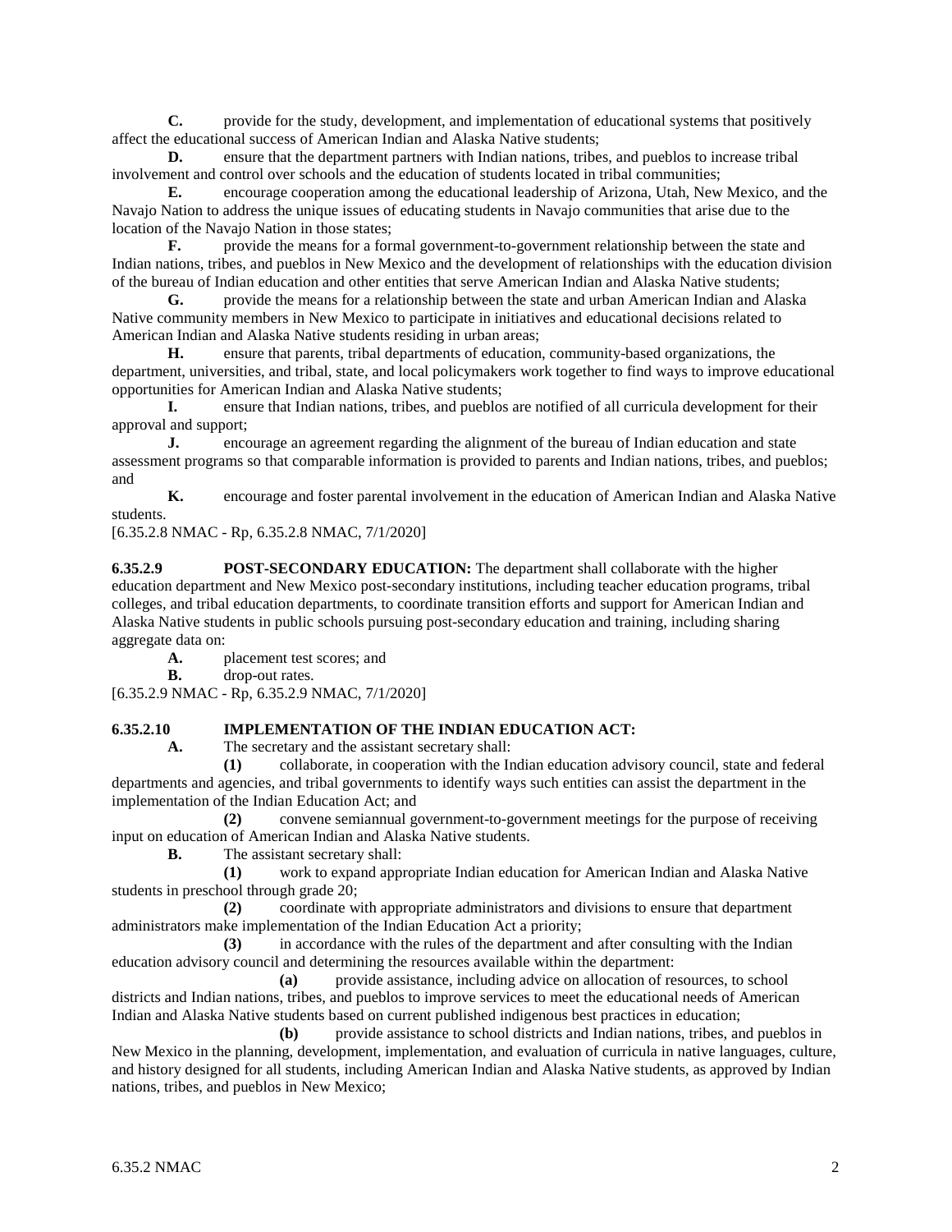**C.** provide for the study, development, and implementation of educational systems that positively affect the educational success of American Indian and Alaska Native students;

**D.** ensure that the department partners with Indian nations, tribes, and pueblos to increase tribal involvement and control over schools and the education of students located in tribal communities;

**E.** encourage cooperation among the educational leadership of Arizona, Utah, New Mexico, and the Navajo Nation to address the unique issues of educating students in Navajo communities that arise due to the location of the Navajo Nation in those states;

**F.** provide the means for a formal government-to-government relationship between the state and Indian nations, tribes, and pueblos in New Mexico and the development of relationships with the education division of the bureau of Indian education and other entities that serve American Indian and Alaska Native students;

**G.** provide the means for a relationship between the state and urban American Indian and Alaska Native community members in New Mexico to participate in initiatives and educational decisions related to American Indian and Alaska Native students residing in urban areas;

**H.** ensure that parents, tribal departments of education, community-based organizations, the department, universities, and tribal, state, and local policymakers work together to find ways to improve educational opportunities for American Indian and Alaska Native students;

**I.** ensure that Indian nations, tribes, and pueblos are notified of all curricula development for their approval and support;

**J.** encourage an agreement regarding the alignment of the bureau of Indian education and state assessment programs so that comparable information is provided to parents and Indian nations, tribes, and pueblos; and

**K.** encourage and foster parental involvement in the education of American Indian and Alaska Native students.

[6.35.2.8 NMAC - Rp, 6.35.2.8 NMAC, 7/1/2020]

**6.35.2.9 POST-SECONDARY EDUCATION:** The department shall collaborate with the higher education department and New Mexico post-secondary institutions, including teacher education programs, tribal colleges, and tribal education departments, to coordinate transition efforts and support for American Indian and Alaska Native students in public schools pursuing post-secondary education and training, including sharing aggregate data on:

**A.** placement test scores; and

**B.** drop-out rates.

[6.35.2.9 NMAC - Rp, 6.35.2.9 NMAC, 7/1/2020]

**6.35.2.10 IMPLEMENTATION OF THE INDIAN EDUCATION ACT:**

**A.** The secretary and the assistant secretary shall:

**(1)** collaborate, in cooperation with the Indian education advisory council, state and federal departments and agencies, and tribal governments to identify ways such entities can assist the department in the implementation of the Indian Education Act; and

**(2)** convene semiannual government-to-government meetings for the purpose of receiving input on education of American Indian and Alaska Native students.

**B.** The assistant secretary shall:

**(1)** work to expand appropriate Indian education for American Indian and Alaska Native students in preschool through grade 20;

**(2)** coordinate with appropriate administrators and divisions to ensure that department administrators make implementation of the Indian Education Act a priority;

**(3)** in accordance with the rules of the department and after consulting with the Indian education advisory council and determining the resources available within the department:

**(a)** provide assistance, including advice on allocation of resources, to school districts and Indian nations, tribes, and pueblos to improve services to meet the educational needs of American Indian and Alaska Native students based on current published indigenous best practices in education;

**(b)** provide assistance to school districts and Indian nations, tribes, and pueblos in New Mexico in the planning, development, implementation, and evaluation of curricula in native languages, culture, and history designed for all students, including American Indian and Alaska Native students, as approved by Indian nations, tribes, and pueblos in New Mexico;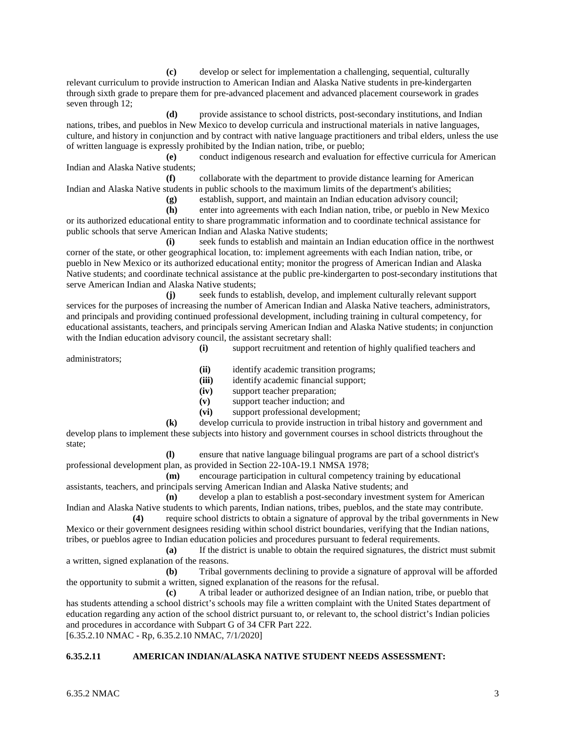**(c)** develop or select for implementation a challenging, sequential, culturally relevant curriculum to provide instruction to American Indian and Alaska Native students in pre-kindergarten through sixth grade to prepare them for pre-advanced placement and advanced placement coursework in grades seven through 12;

**(d)** provide assistance to school districts, post-secondary institutions, and Indian nations, tribes, and pueblos in New Mexico to develop curricula and instructional materials in native languages, culture, and history in conjunction and by contract with native language practitioners and tribal elders, unless the use of written language is expressly prohibited by the Indian nation, tribe, or pueblo;

**(e)** conduct indigenous research and evaluation for effective curricula for American Indian and Alaska Native students;

**(f)** collaborate with the department to provide distance learning for American Indian and Alaska Native students in public schools to the maximum limits of the department's abilities;

**(g)** establish, support, and maintain an Indian education advisory council;

**(h)** enter into agreements with each Indian nation, tribe, or pueblo in New Mexico or its authorized educational entity to share programmatic information and to coordinate technical assistance for public schools that serve American Indian and Alaska Native students;

**(i)** seek funds to establish and maintain an Indian education office in the northwest corner of the state, or other geographical location, to: implement agreements with each Indian nation, tribe, or pueblo in New Mexico or its authorized educational entity; monitor the progress of American Indian and Alaska Native students; and coordinate technical assistance at the public pre-kindergarten to post-secondary institutions that serve American Indian and Alaska Native students;

**(j)** seek funds to establish, develop, and implement culturally relevant support services for the purposes of increasing the number of American Indian and Alaska Native teachers, administrators, and principals and providing continued professional development, including training in cultural competency, for educational assistants, teachers, and principals serving American Indian and Alaska Native students; in conjunction with the Indian education advisory council, the assistant secretary shall:

**(i)** support recruitment and retention of highly qualified teachers and administrators;

**(ii)** identify academic transition programs;

**(iii)** identify academic financial support;

**(iv)** support teacher preparation;

**(v)** support teacher induction; and

**(vi)** support professional development;

**(k)** develop curricula to provide instruction in tribal history and government and develop plans to implement these subjects into history and government courses in school districts throughout the state;

**(l)** ensure that native language bilingual programs are part of a school district's professional development plan, as provided in Section 22-10A-19.1 NMSA 1978;

**(m)** encourage participation in cultural competency training by educational assistants, teachers, and principals serving American Indian and Alaska Native students; and

**(n)** develop a plan to establish a post-secondary investment system for American Indian and Alaska Native students to which parents, Indian nations, tribes, pueblos, and the state may contribute.

**(4)** require school districts to obtain a signature of approval by the tribal governments in New Mexico or their government designees residing within school district boundaries, verifying that the Indian nations, tribes, or pueblos agree to Indian education policies and procedures pursuant to federal requirements.

**(a)** If the district is unable to obtain the required signatures, the district must submit a written, signed explanation of the reasons.

**(b)** Tribal governments declining to provide a signature of approval will be afforded the opportunity to submit a written, signed explanation of the reasons for the refusal.

**(c)** A tribal leader or authorized designee of an Indian nation, tribe, or pueblo that has students attending a school district's schools may file a written complaint with the United States department of education regarding any action of the school district pursuant to, or relevant to, the school district's Indian policies and procedures in accordance with Subpart G of 34 CFR Part 222.

[6.35.2.10 NMAC - Rp, 6.35.2.10 NMAC, 7/1/2020]

**6.35.2.11 AMERICAN INDIAN/ALASKA NATIVE STUDENT NEEDS ASSESSMENT:**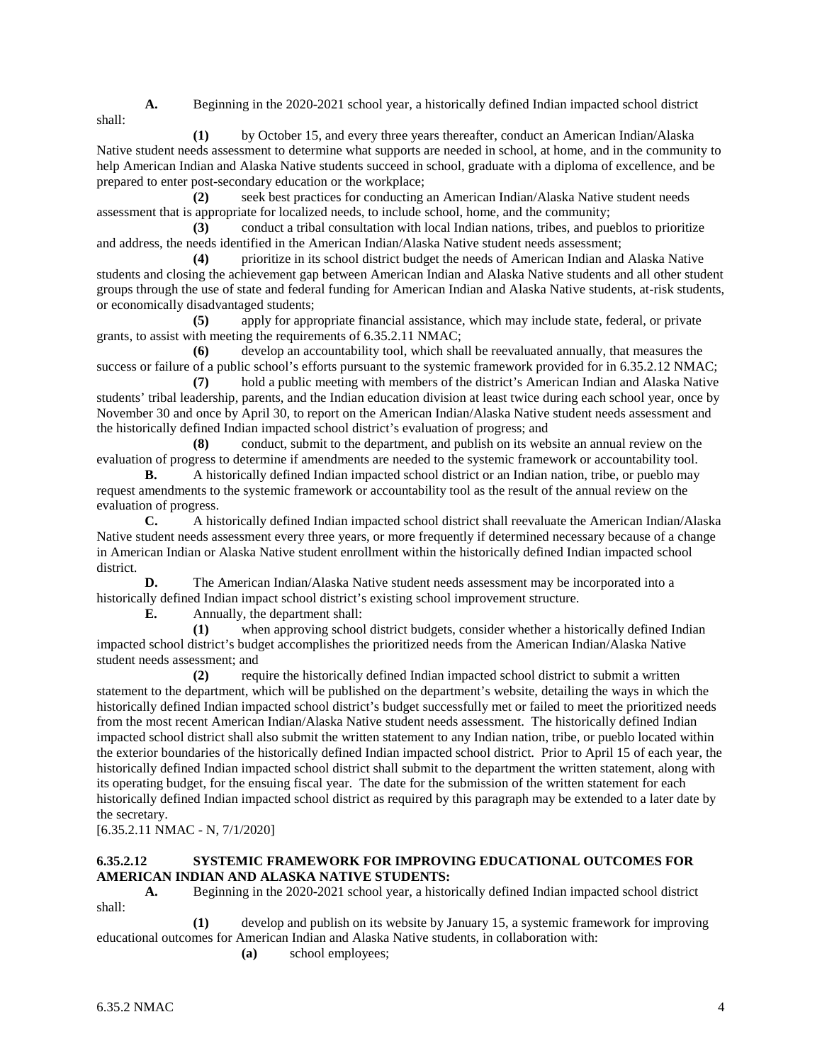**A.** Beginning in the 2020-2021 school year, a historically defined Indian impacted school district shall:

**(1)** by October 15, and every three years thereafter, conduct an American Indian/Alaska Native student needs assessment to determine what supports are needed in school, at home, and in the community to help American Indian and Alaska Native students succeed in school, graduate with a diploma of excellence, and be prepared to enter post-secondary education or the workplace;

**(2)** seek best practices for conducting an American Indian/Alaska Native student needs assessment that is appropriate for localized needs, to include school, home, and the community;

**(3)** conduct a tribal consultation with local Indian nations, tribes, and pueblos to prioritize and address, the needs identified in the American Indian/Alaska Native student needs assessment;

**(4)** prioritize in its school district budget the needs of American Indian and Alaska Native students and closing the achievement gap between American Indian and Alaska Native students and all other student groups through the use of state and federal funding for American Indian and Alaska Native students, at-risk students, or economically disadvantaged students;

**(5)** apply for appropriate financial assistance, which may include state, federal, or private grants, to assist with meeting the requirements of 6.35.2.11 NMAC;

**(6)** develop an accountability tool, which shall be reevaluated annually, that measures the success or failure of a public school's efforts pursuant to the systemic framework provided for in 6.35.2.12 NMAC;

**(7)** hold a public meeting with members of the district's American Indian and Alaska Native students' tribal leadership, parents, and the Indian education division at least twice during each school year, once by November 30 and once by April 30, to report on the American Indian/Alaska Native student needs assessment and the historically defined Indian impacted school district's evaluation of progress; and

**(8)** conduct, submit to the department, and publish on its website an annual review on the evaluation of progress to determine if amendments are needed to the systemic framework or accountability tool.

**B.** A historically defined Indian impacted school district or an Indian nation, tribe, or pueblo may request amendments to the systemic framework or accountability tool as the result of the annual review on the evaluation of progress.

**C.** A historically defined Indian impacted school district shall reevaluate the American Indian/Alaska Native student needs assessment every three years, or more frequently if determined necessary because of a change in American Indian or Alaska Native student enrollment within the historically defined Indian impacted school district.

**D.** The American Indian/Alaska Native student needs assessment may be incorporated into a historically defined Indian impact school district's existing school improvement structure.

**E.** Annually, the department shall:

**(1)** when approving school district budgets, consider whether a historically defined Indian impacted school district's budget accomplishes the prioritized needs from the American Indian/Alaska Native student needs assessment; and

**(2)** require the historically defined Indian impacted school district to submit a written statement to the department, which will be published on the department's website, detailing the ways in which the historically defined Indian impacted school district's budget successfully met or failed to meet the prioritized needs from the most recent American Indian/Alaska Native student needs assessment. The historically defined Indian impacted school district shall also submit the written statement to any Indian nation, tribe, or pueblo located within the exterior boundaries of the historically defined Indian impacted school district. Prior to April 15 of each year, the historically defined Indian impacted school district shall submit to the department the written statement, along with its operating budget, for the ensuing fiscal year. The date for the submission of the written statement for each historically defined Indian impacted school district as required by this paragraph may be extended to a later date by the secretary.

[6.35.2.11 NMAC - N, 7/1/2020]

**6.35.2.12 SYSTEMIC FRAMEWORK FOR IMPROVING EDUCATIONAL OUTCOMES FOR AMERICAN INDIAN AND ALASKA NATIVE STUDENTS:**

**A.** Beginning in the 2020-2021 school year, a historically defined Indian impacted school district shall:

**(1)** develop and publish on its website by January 15, a systemic framework for improving educational outcomes for American Indian and Alaska Native students, in collaboration with:

**(a)** school employees;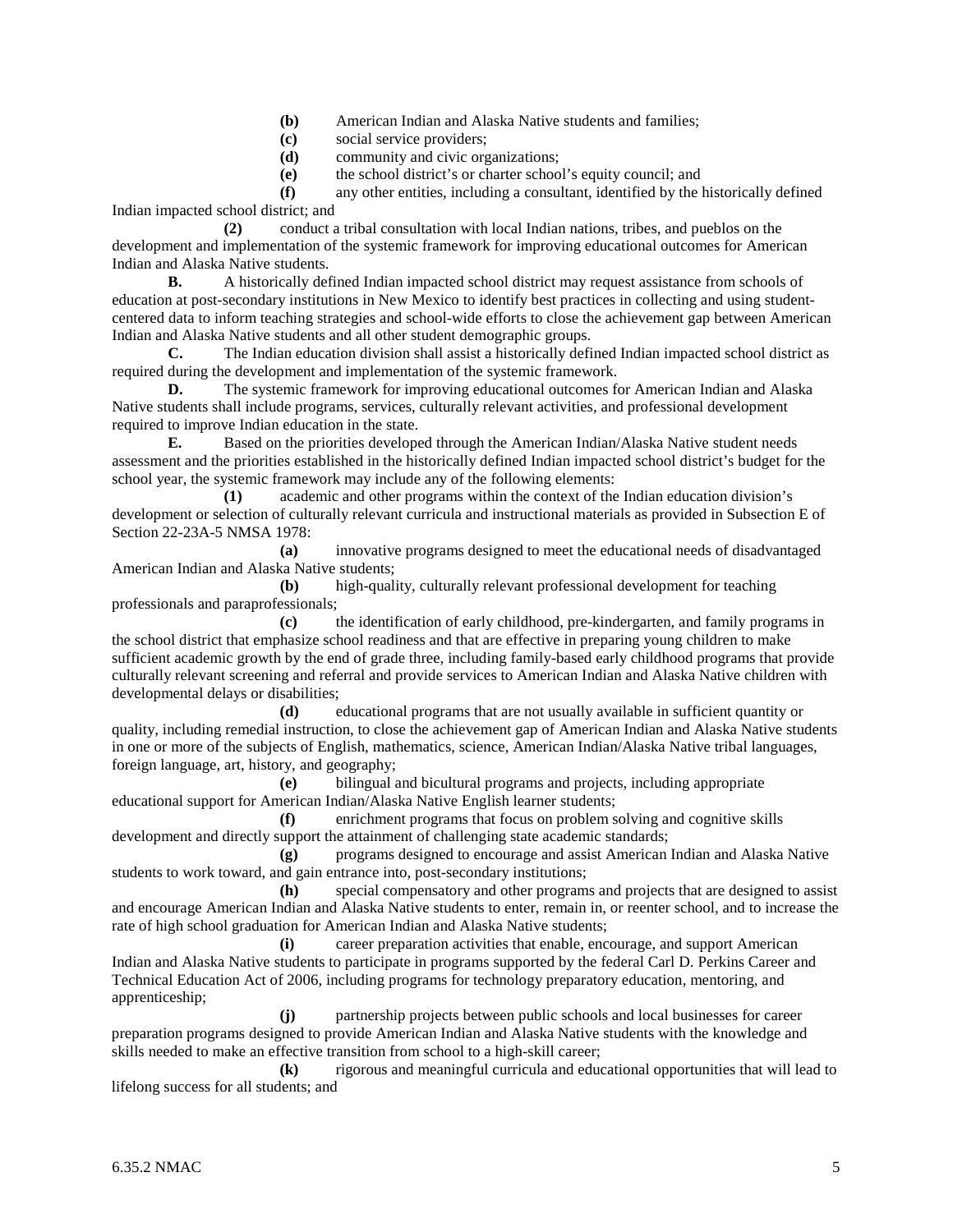**(b)** American Indian and Alaska Native students and families;

**(c)** social service providers;

**(d)** community and civic organizations;

**(e)** the school district's or charter school's equity council; and

**(f)** any other entities, including a consultant, identified by the historically defined Indian impacted school district; and

**(2)** conduct a tribal consultation with local Indian nations, tribes, and pueblos on the development and implementation of the systemic framework for improving educational outcomes for American Indian and Alaska Native students.

**B.** A historically defined Indian impacted school district may request assistance from schools of education at post-secondary institutions in New Mexico to identify best practices in collecting and using student-centered data to inform teaching strategies and school-wide efforts to close the achievement gap between American Indian and Alaska Native students and all other student demographic groups.

**C.** The Indian education division shall assist a historically defined Indian impacted school district as required during the development and implementation of the systemic framework.

**D.** The systemic framework for improving educational outcomes for American Indian and Alaska Native students shall include programs, services, culturally relevant activities, and professional development required to improve Indian education in the state.

**E.** Based on the priorities developed through the American Indian/Alaska Native student needs assessment and the priorities established in the historically defined Indian impacted school district's budget for the school year, the systemic framework may include any of the following elements:

**(1)** academic and other programs within the context of the Indian education division's development or selection of culturally relevant curricula and instructional materials as provided in Subsection E of Section 22-23A-5 NMSA 1978:

**(a)** innovative programs designed to meet the educational needs of disadvantaged American Indian and Alaska Native students;

**(b)** high-quality, culturally relevant professional development for teaching professionals and paraprofessionals;

**(c)** the identification of early childhood, pre-kindergarten, and family programs in the school district that emphasize school readiness and that are effective in preparing young children to make sufficient academic growth by the end of grade three, including family-based early childhood programs that provide culturally relevant screening and referral and provide services to American Indian and Alaska Native children with developmental delays or disabilities;

**(d)** educational programs that are not usually available in sufficient quantity or quality, including remedial instruction, to close the achievement gap of American Indian and Alaska Native students in one or more of the subjects of English, mathematics, science, American Indian/Alaska Native tribal languages, foreign language, art, history, and geography;

**(e)** bilingual and bicultural programs and projects, including appropriate educational support for American Indian/Alaska Native English learner students;

**(f)** enrichment programs that focus on problem solving and cognitive skills development and directly support the attainment of challenging state academic standards;

**(g)** programs designed to encourage and assist American Indian and Alaska Native students to work toward, and gain entrance into, post-secondary institutions;

**(h)** special compensatory and other programs and projects that are designed to assist and encourage American Indian and Alaska Native students to enter, remain in, or reenter school, and to increase the rate of high school graduation for American Indian and Alaska Native students;

**(i)** career preparation activities that enable, encourage, and support American Indian and Alaska Native students to participate in programs supported by the federal Carl D. Perkins Career and Technical Education Act of 2006, including programs for technology preparatory education, mentoring, and apprenticeship;

**(j)** partnership projects between public schools and local businesses for career preparation programs designed to provide American Indian and Alaska Native students with the knowledge and skills needed to make an effective transition from school to a high-skill career;

**(k)** rigorous and meaningful curricula and educational opportunities that will lead to lifelong success for all students; and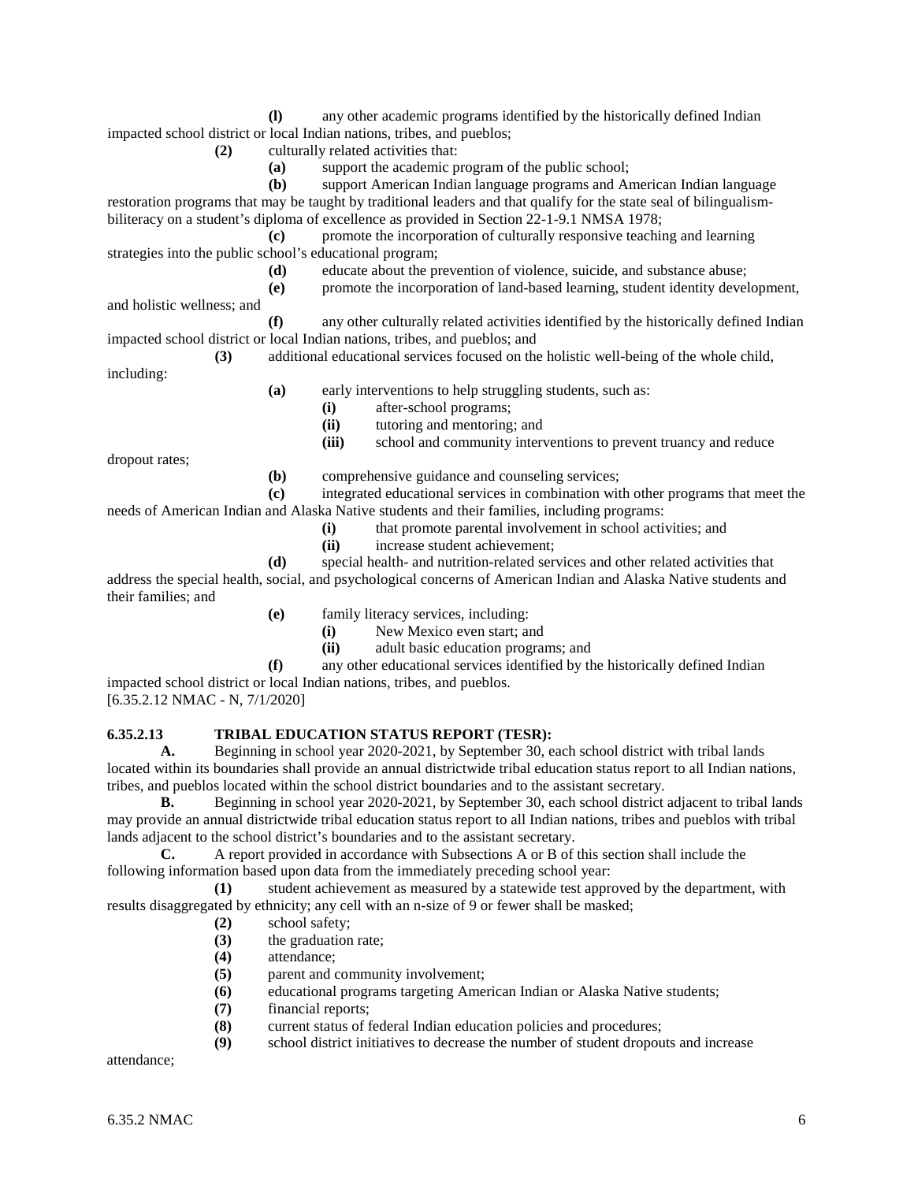**(l)** any other academic programs identified by the historically defined Indian impacted school district or local Indian nations, tribes, and pueblos;

**(2)** culturally related activities that:

**(a)** support the academic program of the public school;

**(b)** support American Indian language programs and American Indian language restoration programs that may be taught by traditional leaders and that qualify for the state seal of bilingualism-biliteracy on a student's diploma of excellence as provided in Section 22-1-9.1 NMSA 1978;

**(c)** promote the incorporation of culturally responsive teaching and learning strategies into the public school's educational program;

**(d)** educate about the prevention of violence, suicide, and substance abuse;

**(e)** promote the incorporation of land-based learning, student identity development, and holistic wellness; and

**(f)** any other culturally related activities identified by the historically defined Indian impacted school district or local Indian nations, tribes, and pueblos; and

**(3)** additional educational services focused on the holistic well-being of the whole child, including:

**(a)** early interventions to help struggling students, such as:

**(i)** after-school programs;

**(ii)** tutoring and mentoring; and

**(iii)** school and community interventions to prevent truancy and reduce dropout rates;

**(b)** comprehensive guidance and counseling services;

**(c)** integrated educational services in combination with other programs that meet the needs of American Indian and Alaska Native students and their families, including programs:

**(i)** that promote parental involvement in school activities; and

**(ii)** increase student achievement;

**(d)** special health- and nutrition-related services and other related activities that address the special health, social, and psychological concerns of American Indian and Alaska Native students and their families; and

**(e)** family literacy services, including:

**(i)** New Mexico even start; and

**(ii)** adult basic education programs; and

**(f)** any other educational services identified by the historically defined Indian impacted school district or local Indian nations, tribes, and pueblos.

[6.35.2.12 NMAC - N, 7/1/2020]

**6.35.2.13 TRIBAL EDUCATION STATUS REPORT (TESR):**

**A.** Beginning in school year 2020-2021, by September 30, each school district with tribal lands located within its boundaries shall provide an annual districtwide tribal education status report to all Indian nations, tribes, and pueblos located within the school district boundaries and to the assistant secretary.

**B.** Beginning in school year 2020-2021, by September 30, each school district adjacent to tribal lands may provide an annual districtwide tribal education status report to all Indian nations, tribes and pueblos with tribal lands adjacent to the school district's boundaries and to the assistant secretary.

**C.** A report provided in accordance with Subsections A or B of this section shall include the following information based upon data from the immediately preceding school year:

**(1)** student achievement as measured by a statewide test approved by the department, with results disaggregated by ethnicity; any cell with an n-size of 9 or fewer shall be masked;

**(2)** school safety;

**(3)** the graduation rate;

**(4)** attendance;

**(5)** parent and community involvement;

**(6)** educational programs targeting American Indian or Alaska Native students;

**(7)** financial reports;

**(8)** current status of federal Indian education policies and procedures;

**(9)** school district initiatives to decrease the number of student dropouts and increase attendance;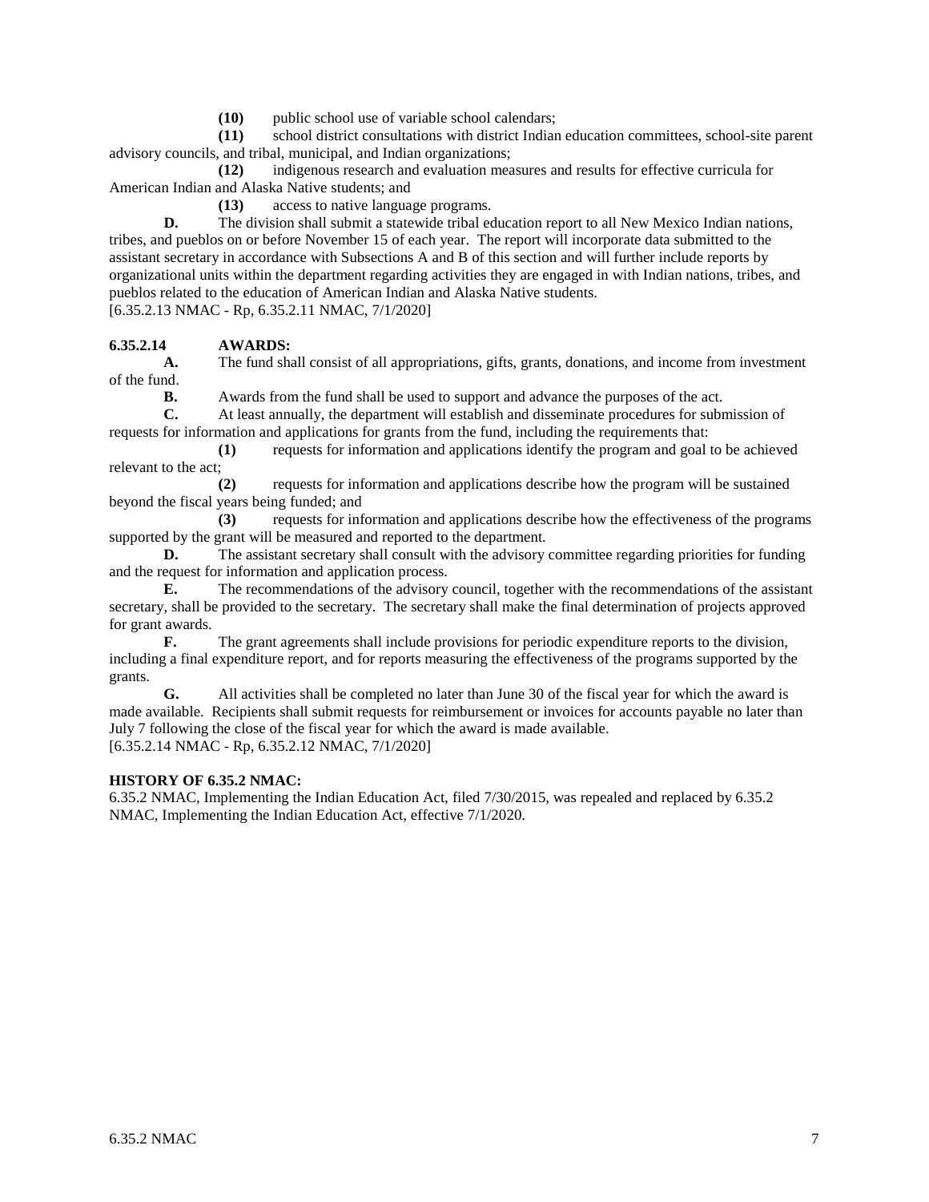**(10)** public school use of variable school calendars;

**(11)** school district consultations with district Indian education committees, school-site parent advisory councils, and tribal, municipal, and Indian organizations;

**(12)** indigenous research and evaluation measures and results for effective curricula for American Indian and Alaska Native students; and

**(13)** access to native language programs.

**D.** The division shall submit a statewide tribal education report to all New Mexico Indian nations, tribes, and pueblos on or before November 15 of each year. The report will incorporate data submitted to the assistant secretary in accordance with Subsections A and B of this section and will further include reports by organizational units within the department regarding activities they are engaged in with Indian nations, tribes, and pueblos related to the education of American Indian and Alaska Native students.

[6.35.2.13 NMAC - Rp, 6.35.2.11 NMAC, 7/1/2020]

**6.35.2.14 AWARDS:**

**A.** The fund shall consist of all appropriations, gifts, grants, donations, and income from investment of the fund.

**B.** Awards from the fund shall be used to support and advance the purposes of the act.

**C.** At least annually, the department will establish and disseminate procedures for submission of requests for information and applications for grants from the fund, including the requirements that:

**(1)** requests for information and applications identify the program and goal to be achieved relevant to the act;

**(2)** requests for information and applications describe how the program will be sustained beyond the fiscal years being funded; and

**(3)** requests for information and applications describe how the effectiveness of the programs supported by the grant will be measured and reported to the department.

**D.** The assistant secretary shall consult with the advisory committee regarding priorities for funding and the request for information and application process.

**E.** The recommendations of the advisory council, together with the recommendations of the assistant secretary, shall be provided to the secretary. The secretary shall make the final determination of projects approved for grant awards.

**F.** The grant agreements shall include provisions for periodic expenditure reports to the division, including a final expenditure report, and for reports measuring the effectiveness of the programs supported by the grants.

**G.** All activities shall be completed no later than June 30 of the fiscal year for which the award is made available. Recipients shall submit requests for reimbursement or invoices for accounts payable no later than July 7 following the close of the fiscal year for which the award is made available.

[6.35.2.14 NMAC - Rp, 6.35.2.12 NMAC, 7/1/2020]

**HISTORY OF 6.35.2 NMAC:**

6.35.2 NMAC, Implementing the Indian Education Act, filed 7/30/2015, was repealed and replaced by 6.35.2 NMAC, Implementing the Indian Education Act, effective 7/1/2020.